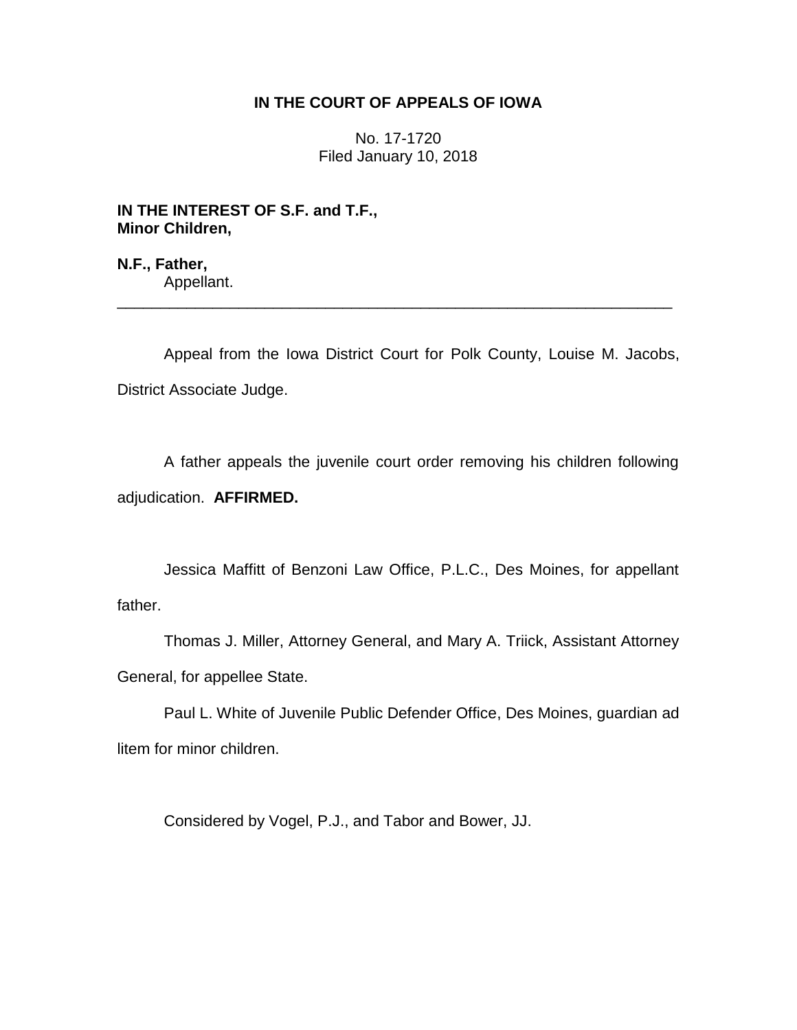**IN THE COURT OF APPEALS OF IOWA**

No. 17-1720
Filed January 10, 2018

**IN THE INTEREST OF S.F. and T.F.,**
**Minor Children,**

**N.F., Father,**
Appellant.

---

Appeal from the Iowa District Court for Polk County, Louise M. Jacobs, District Associate Judge.

A father appeals the juvenile court order removing his children following adjudication. **AFFIRMED.**

Jessica Maffitt of Benzoni Law Office, P.L.C., Des Moines, for appellant father.

Thomas J. Miller, Attorney General, and Mary A. Triick, Assistant Attorney General, for appellee State.

Paul L. White of Juvenile Public Defender Office, Des Moines, guardian ad litem for minor children.

Considered by Vogel, P.J., and Tabor and Bower, JJ.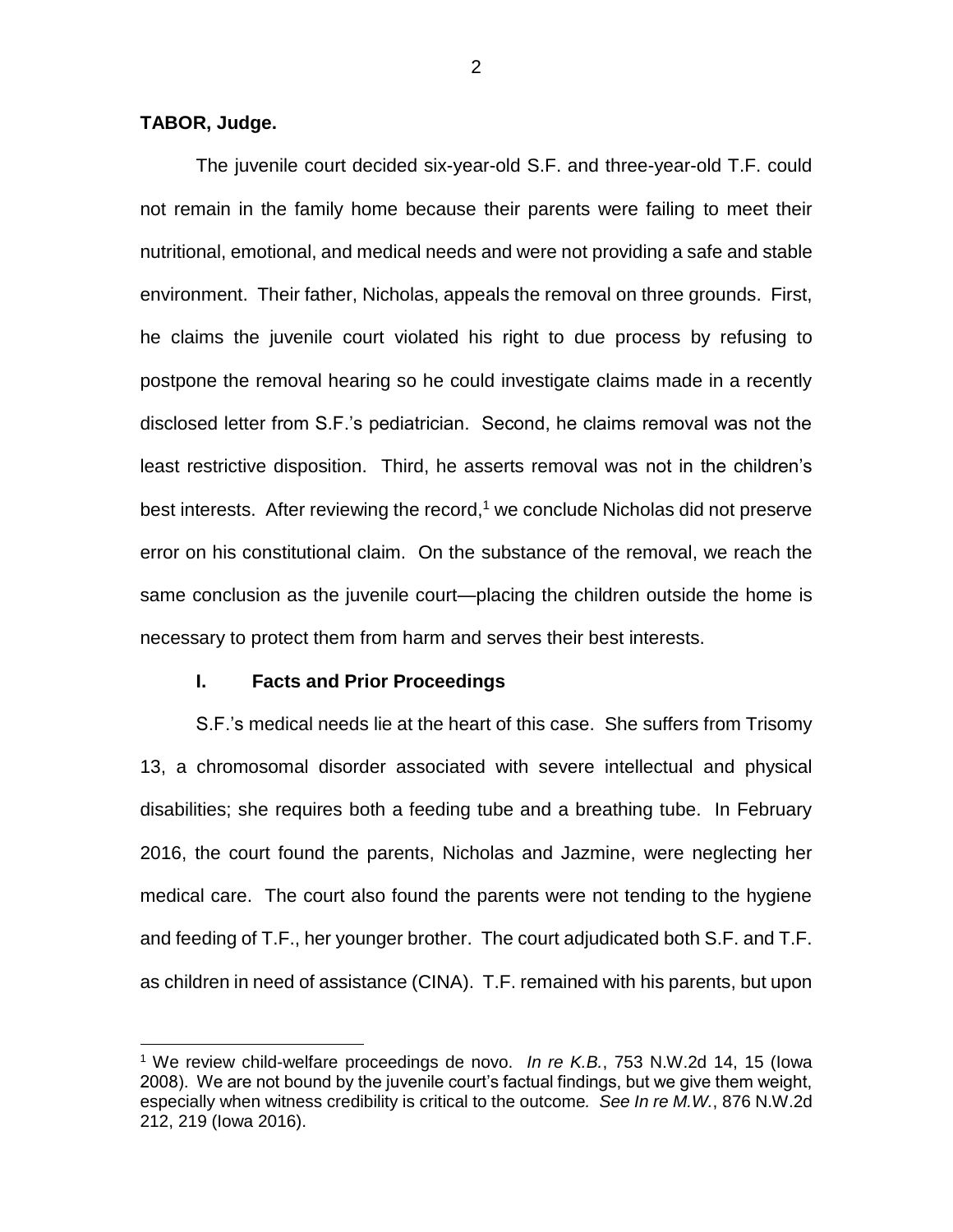**TABOR, Judge.**

The juvenile court decided six-year-old S.F. and three-year-old T.F. could not remain in the family home because their parents were failing to meet their nutritional, emotional, and medical needs and were not providing a safe and stable environment. Their father, Nicholas, appeals the removal on three grounds. First, he claims the juvenile court violated his right to due process by refusing to postpone the removal hearing so he could investigate claims made in a recently disclosed letter from S.F.'s pediatrician. Second, he claims removal was not the least restrictive disposition. Third, he asserts removal was not in the children's best interests. After reviewing the record,[1] we conclude Nicholas did not preserve error on his constitutional claim. On the substance of the removal, we reach the same conclusion as the juvenile court—placing the children outside the home is necessary to protect them from harm and serves their best interests.

## I. Facts and Prior Proceedings

S.F.'s medical needs lie at the heart of this case. She suffers from Trisomy 13, a chromosomal disorder associated with severe intellectual and physical disabilities; she requires both a feeding tube and a breathing tube. In February 2016, the court found the parents, Nicholas and Jazmine, were neglecting her medical care. The court also found the parents were not tending to the hygiene and feeding of T.F., her younger brother. The court adjudicated both S.F. and T.F. as children in need of assistance (CINA). T.F. remained with his parents, but upon

[1] We review child-welfare proceedings de novo. *In re K.B.*, 753 N.W.2d 14, 15 (Iowa 2008). We are not bound by the juvenile court's factual findings, but we give them weight, especially when witness credibility is critical to the outcome. *See In re M.W.*, 876 N.W.2d 212, 219 (Iowa 2016).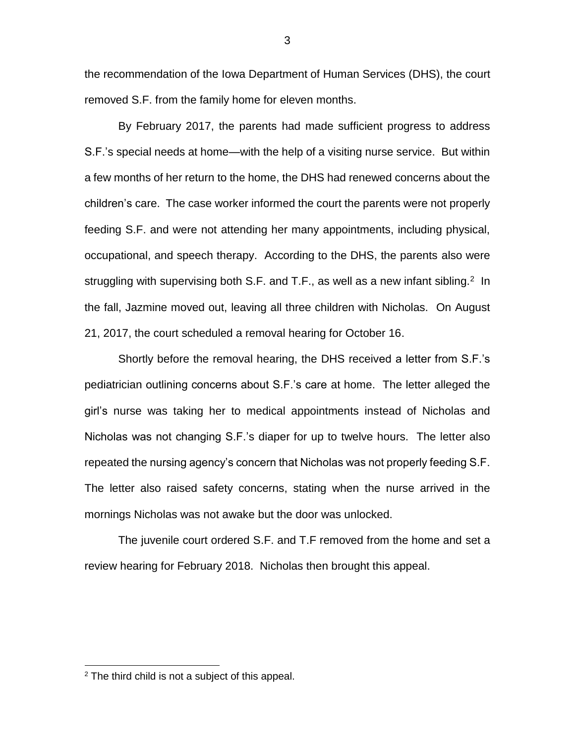the recommendation of the Iowa Department of Human Services (DHS), the court removed S.F. from the family home for eleven months.

By February 2017, the parents had made sufficient progress to address S.F.'s special needs at home—with the help of a visiting nurse service. But within a few months of her return to the home, the DHS had renewed concerns about the children's care. The case worker informed the court the parents were not properly feeding S.F. and were not attending her many appointments, including physical, occupational, and speech therapy. According to the DHS, the parents also were struggling with supervising both S.F. and T.F., as well as a new infant sibling.[2] In the fall, Jazmine moved out, leaving all three children with Nicholas. On August 21, 2017, the court scheduled a removal hearing for October 16.

Shortly before the removal hearing, the DHS received a letter from S.F.'s pediatrician outlining concerns about S.F.'s care at home. The letter alleged the girl's nurse was taking her to medical appointments instead of Nicholas and Nicholas was not changing S.F.'s diaper for up to twelve hours. The letter also repeated the nursing agency's concern that Nicholas was not properly feeding S.F. The letter also raised safety concerns, stating when the nurse arrived in the mornings Nicholas was not awake but the door was unlocked.

The juvenile court ordered S.F. and T.F removed from the home and set a review hearing for February 2018. Nicholas then brought this appeal.

[2] The third child is not a subject of this appeal.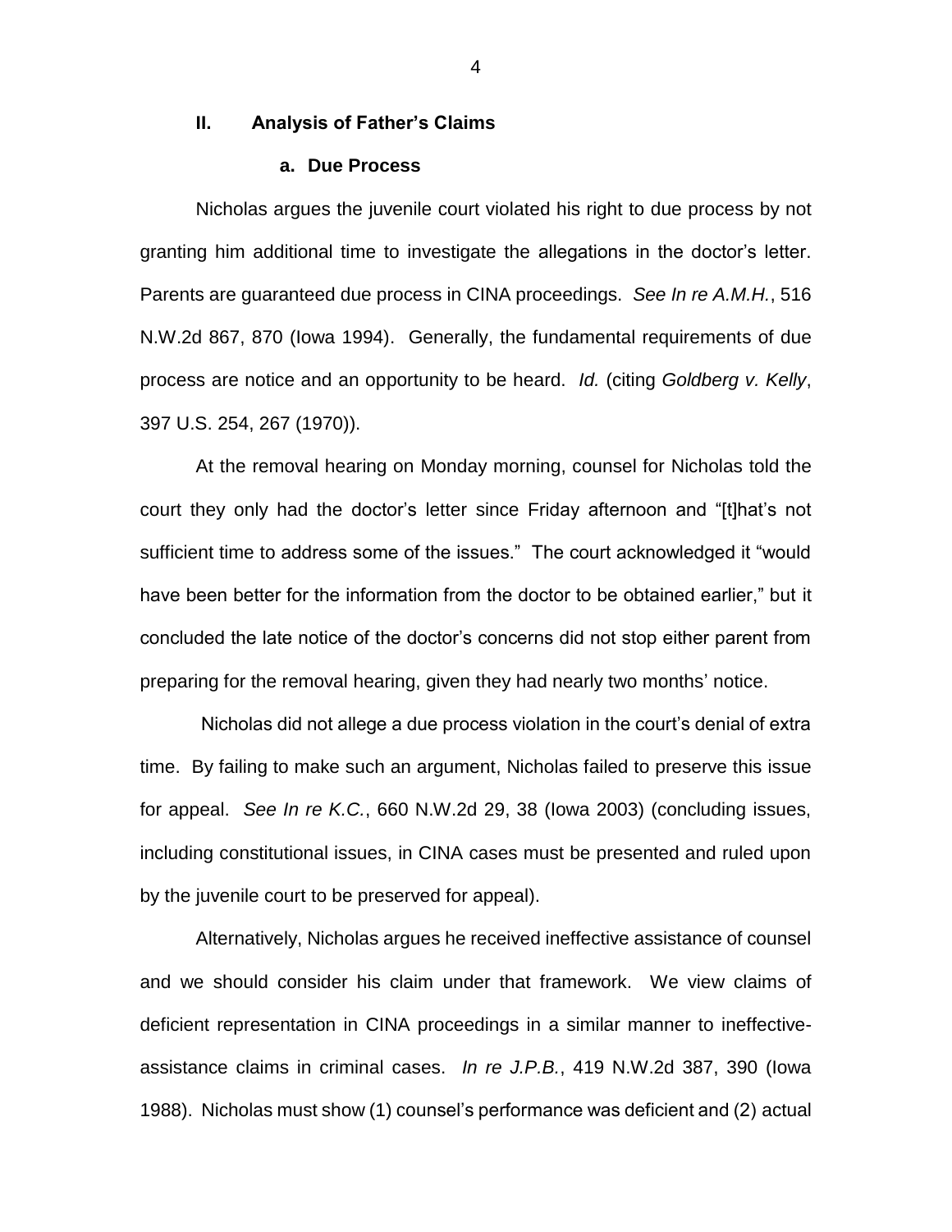## II. Analysis of Father's Claims

### a. Due Process

Nicholas argues the juvenile court violated his right to due process by not granting him additional time to investigate the allegations in the doctor's letter. Parents are guaranteed due process in CINA proceedings. *See In re A.M.H.*, 516 N.W.2d 867, 870 (Iowa 1994). Generally, the fundamental requirements of due process are notice and an opportunity to be heard. *Id.* (citing *Goldberg v. Kelly*, 397 U.S. 254, 267 (1970)).

At the removal hearing on Monday morning, counsel for Nicholas told the court they only had the doctor's letter since Friday afternoon and "[t]hat's not sufficient time to address some of the issues." The court acknowledged it "would have been better for the information from the doctor to be obtained earlier," but it concluded the late notice of the doctor's concerns did not stop either parent from preparing for the removal hearing, given they had nearly two months' notice.

Nicholas did not allege a due process violation in the court's denial of extra time. By failing to make such an argument, Nicholas failed to preserve this issue for appeal. *See In re K.C.*, 660 N.W.2d 29, 38 (Iowa 2003) (concluding issues, including constitutional issues, in CINA cases must be presented and ruled upon by the juvenile court to be preserved for appeal).

Alternatively, Nicholas argues he received ineffective assistance of counsel and we should consider his claim under that framework. We view claims of deficient representation in CINA proceedings in a similar manner to ineffective-assistance claims in criminal cases. *In re J.P.B.*, 419 N.W.2d 387, 390 (Iowa 1988). Nicholas must show (1) counsel's performance was deficient and (2) actual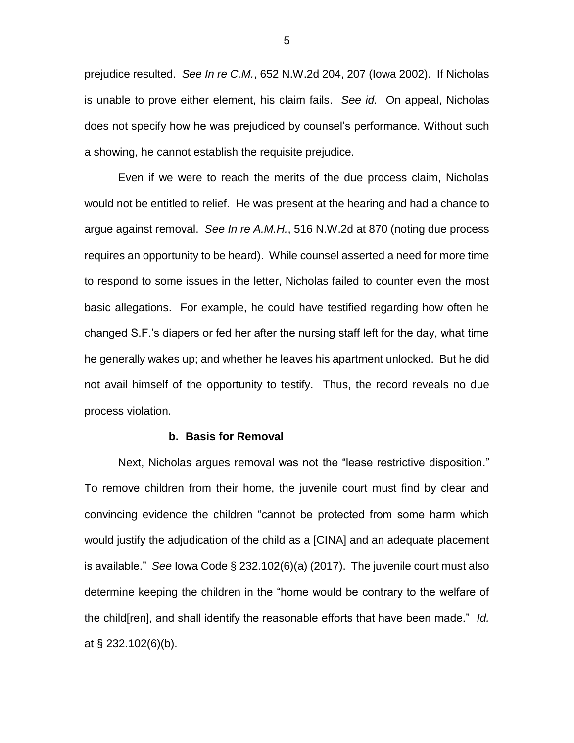prejudice resulted. *See In re C.M.*, 652 N.W.2d 204, 207 (Iowa 2002). If Nicholas is unable to prove either element, his claim fails. *See id.* On appeal, Nicholas does not specify how he was prejudiced by counsel's performance. Without such a showing, he cannot establish the requisite prejudice.

Even if we were to reach the merits of the due process claim, Nicholas would not be entitled to relief. He was present at the hearing and had a chance to argue against removal. *See In re A.M.H.*, 516 N.W.2d at 870 (noting due process requires an opportunity to be heard). While counsel asserted a need for more time to respond to some issues in the letter, Nicholas failed to counter even the most basic allegations. For example, he could have testified regarding how often he changed S.F.'s diapers or fed her after the nursing staff left for the day, what time he generally wakes up; and whether he leaves his apartment unlocked. But he did not avail himself of the opportunity to testify. Thus, the record reveals no due process violation.

**b. Basis for Removal**

Next, Nicholas argues removal was not the "lease restrictive disposition." To remove children from their home, the juvenile court must find by clear and convincing evidence the children "cannot be protected from some harm which would justify the adjudication of the child as a [CINA] and an adequate placement is available." *See* Iowa Code § 232.102(6)(a) (2017). The juvenile court must also determine keeping the children in the "home would be contrary to the welfare of the child[ren], and shall identify the reasonable efforts that have been made." *Id.* at § 232.102(6)(b).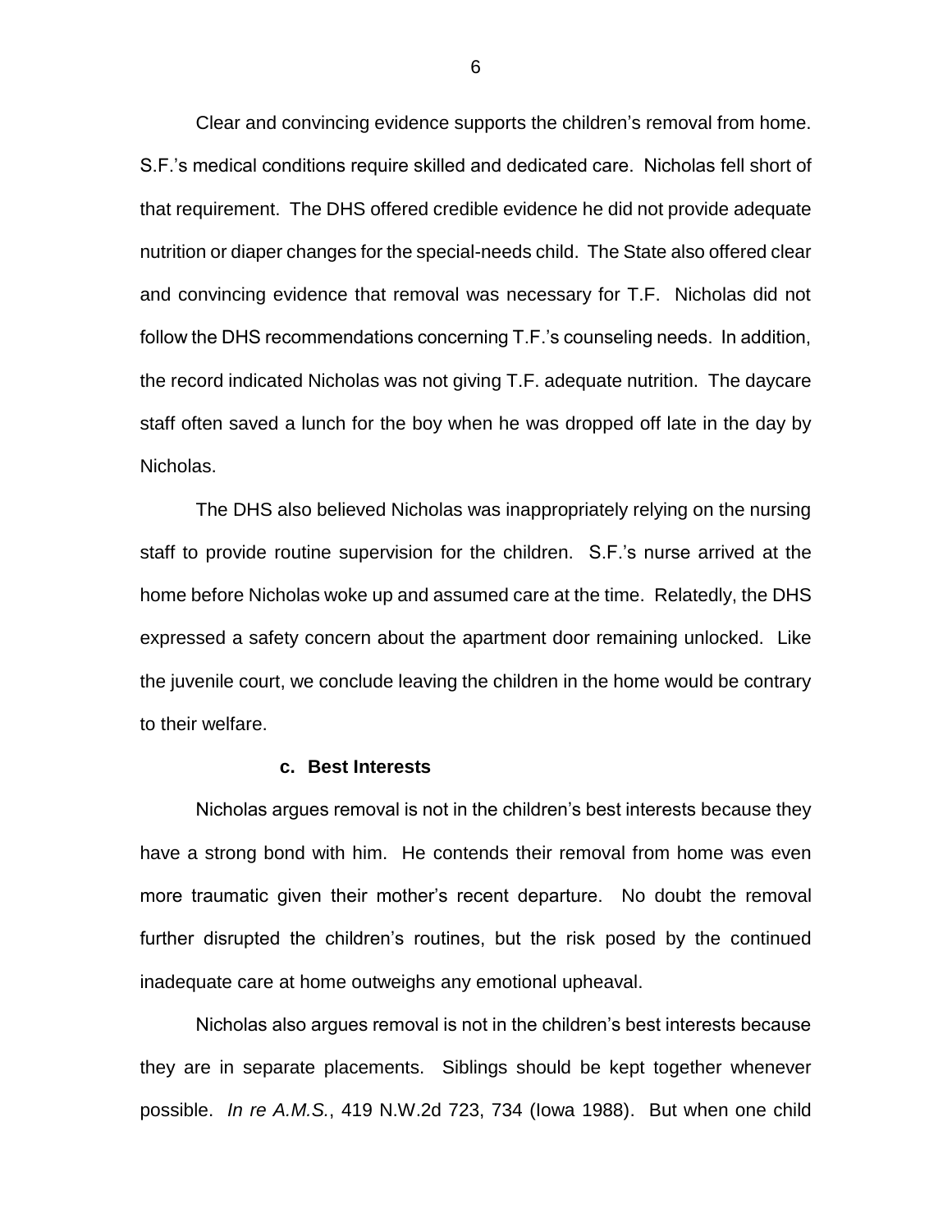Clear and convincing evidence supports the children's removal from home. S.F.'s medical conditions require skilled and dedicated care. Nicholas fell short of that requirement. The DHS offered credible evidence he did not provide adequate nutrition or diaper changes for the special-needs child. The State also offered clear and convincing evidence that removal was necessary for T.F. Nicholas did not follow the DHS recommendations concerning T.F.'s counseling needs. In addition, the record indicated Nicholas was not giving T.F. adequate nutrition. The daycare staff often saved a lunch for the boy when he was dropped off late in the day by Nicholas.

The DHS also believed Nicholas was inappropriately relying on the nursing staff to provide routine supervision for the children. S.F.'s nurse arrived at the home before Nicholas woke up and assumed care at the time. Relatedly, the DHS expressed a safety concern about the apartment door remaining unlocked. Like the juvenile court, we conclude leaving the children in the home would be contrary to their welfare.

### c. Best Interests

Nicholas argues removal is not in the children's best interests because they have a strong bond with him. He contends their removal from home was even more traumatic given their mother's recent departure. No doubt the removal further disrupted the children's routines, but the risk posed by the continued inadequate care at home outweighs any emotional upheaval.

Nicholas also argues removal is not in the children's best interests because they are in separate placements. Siblings should be kept together whenever possible. *In re A.M.S.*, 419 N.W.2d 723, 734 (Iowa 1988). But when one child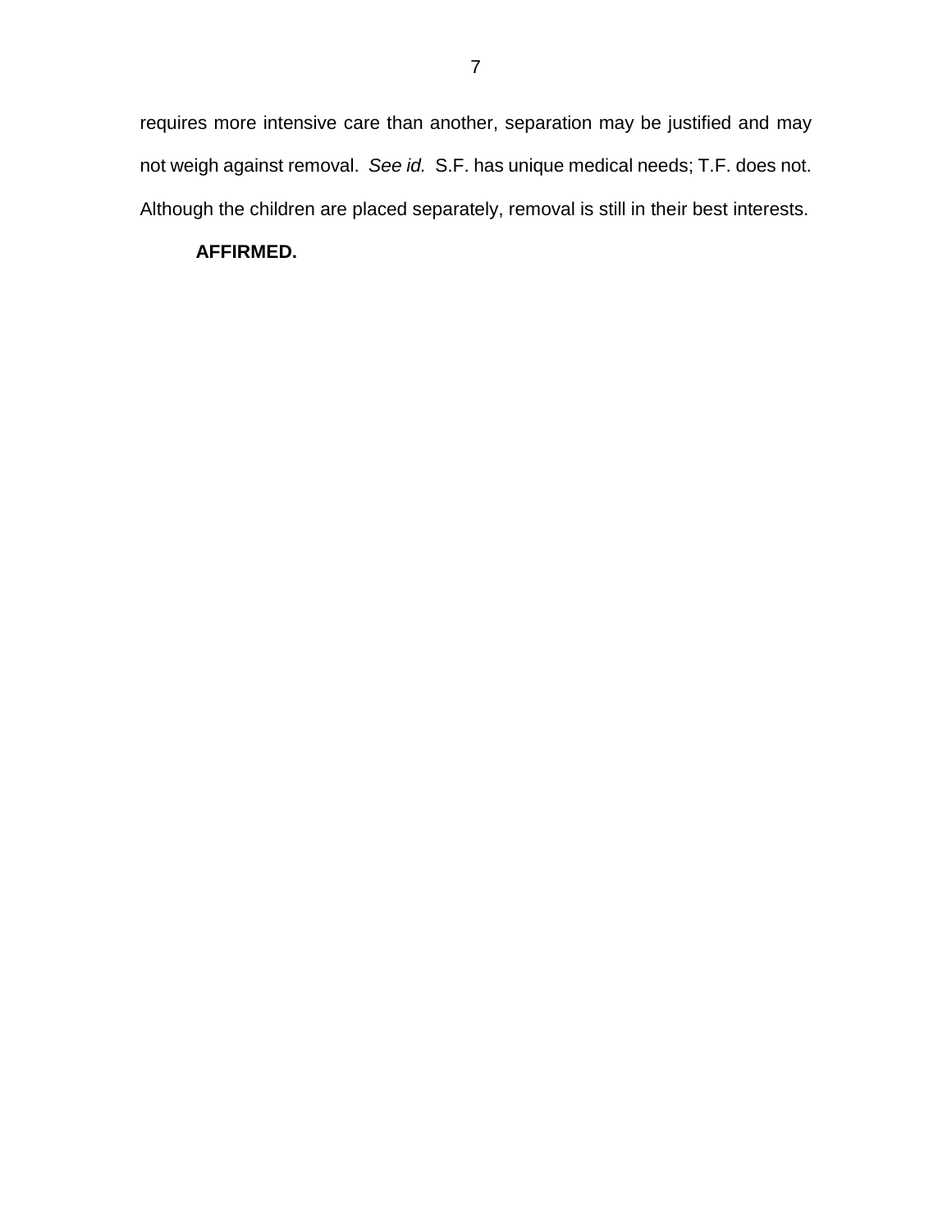requires more intensive care than another, separation may be justified and may not weigh against removal. *See id.* S.F. has unique medical needs; T.F. does not. Although the children are placed separately, removal is still in their best interests.

**AFFIRMED.**